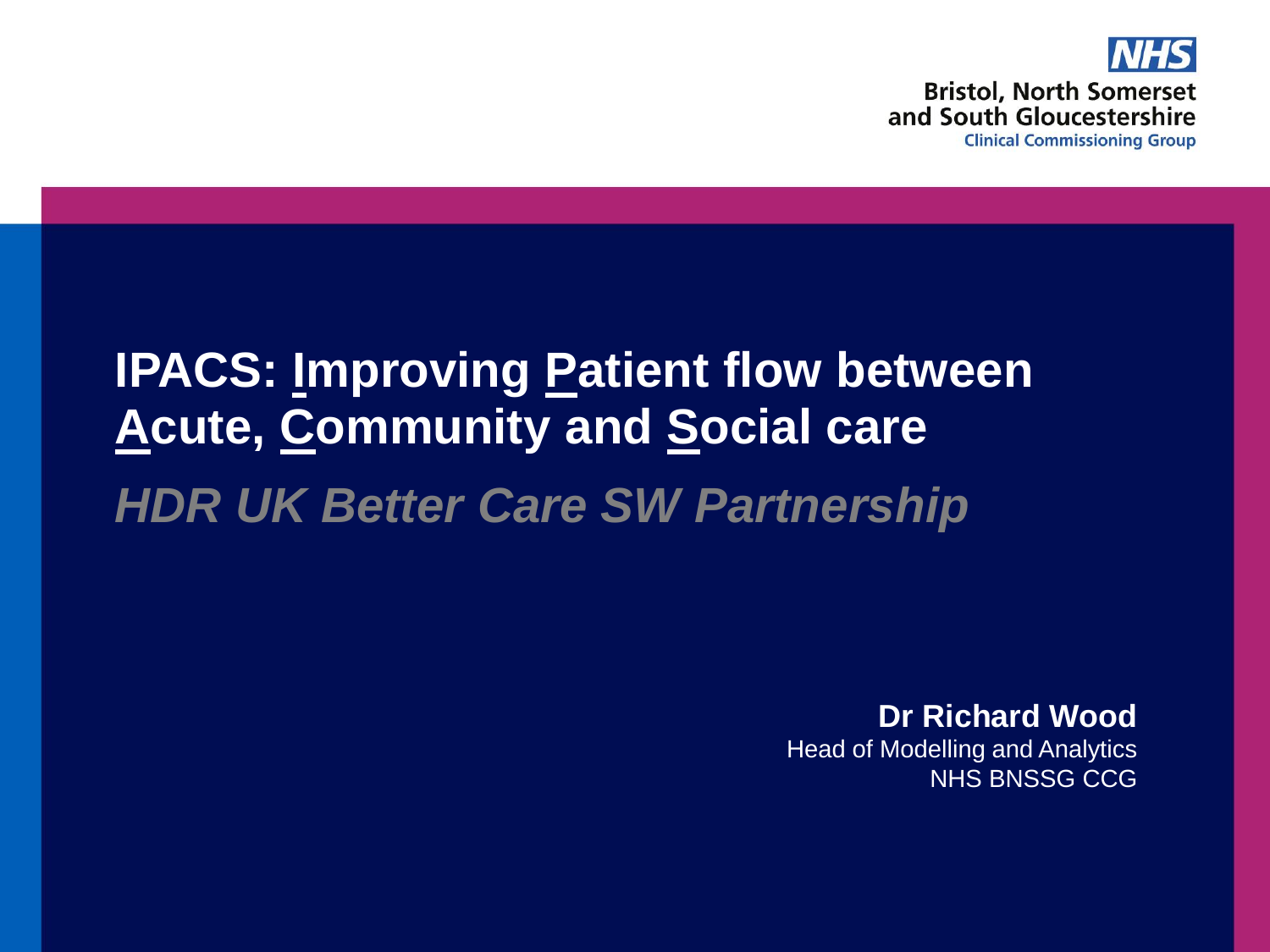NHS

Bristol, North Somerset and South Gloucestershire

Clinical Commissioning Group

# IPACS: Improving Patient flow between Acute, Community and Social care

## *HDR UK Better Care SW Partnership*

**Dr Richard Wood**

Head of Modelling and Analytics

NHS BNSSG CCG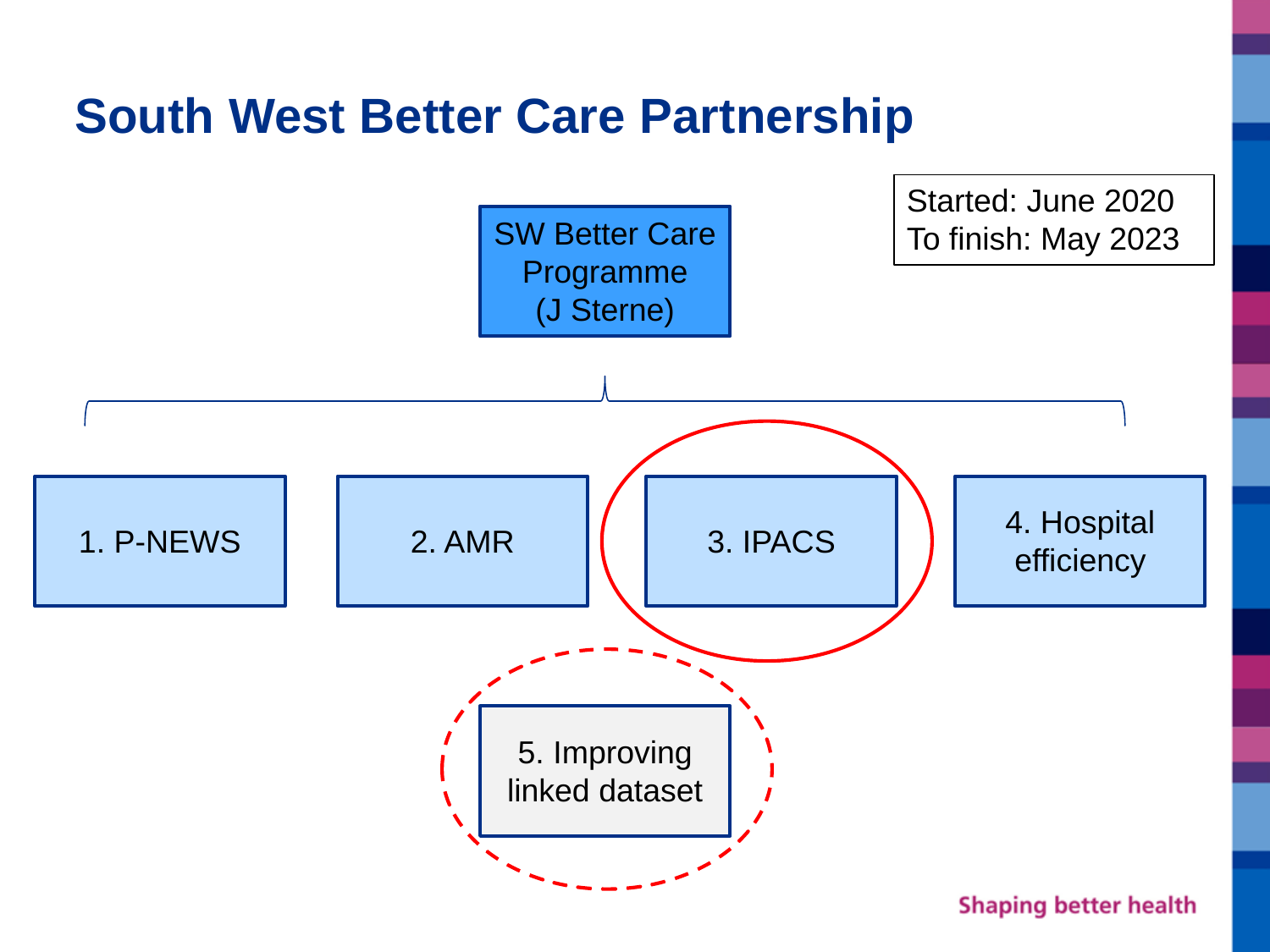# South West Better Care Partnership

Started: June 2020
To finish: May 2023

SW Better Care Programme (J Sterne)

1. P-NEWS

2. AMR

3. IPACS

4. Hospital efficiency

5. Improving linked dataset

Shaping better health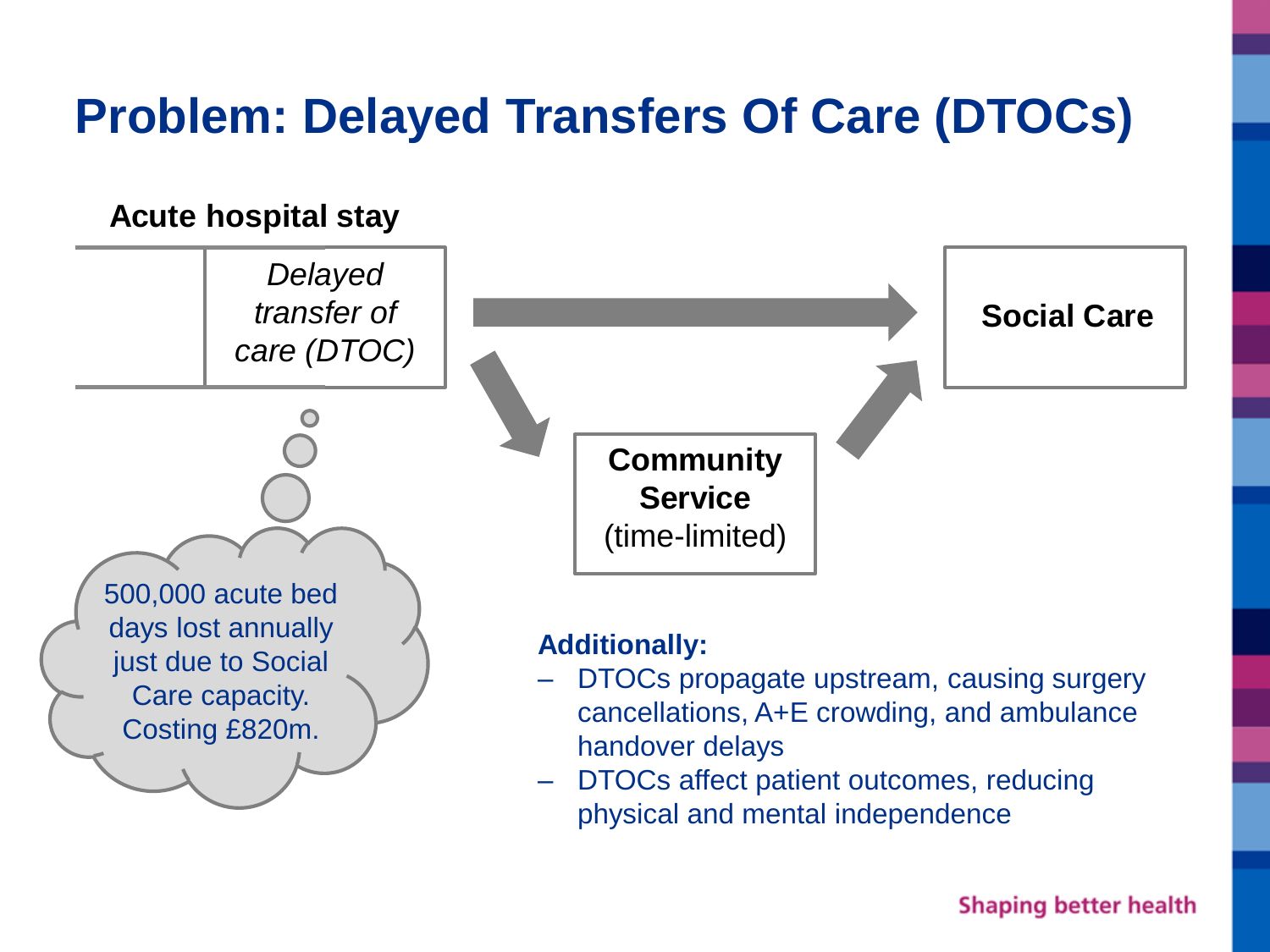# Problem: Delayed Transfers Of Care (DTOCs)

**Acute hospital stay**

*Delayed transfer of care (DTOC)*

**Social Care**

**Community Service**
(time-limited)

500,000 acute bed days lost annually just due to Social Care capacity. Costing £820m.

**Additionally:**

- DTOCs propagate upstream, causing surgery cancellations, A+E crowding, and ambulance handover delays
- DTOCs affect patient outcomes, reducing physical and mental independence

Shaping better health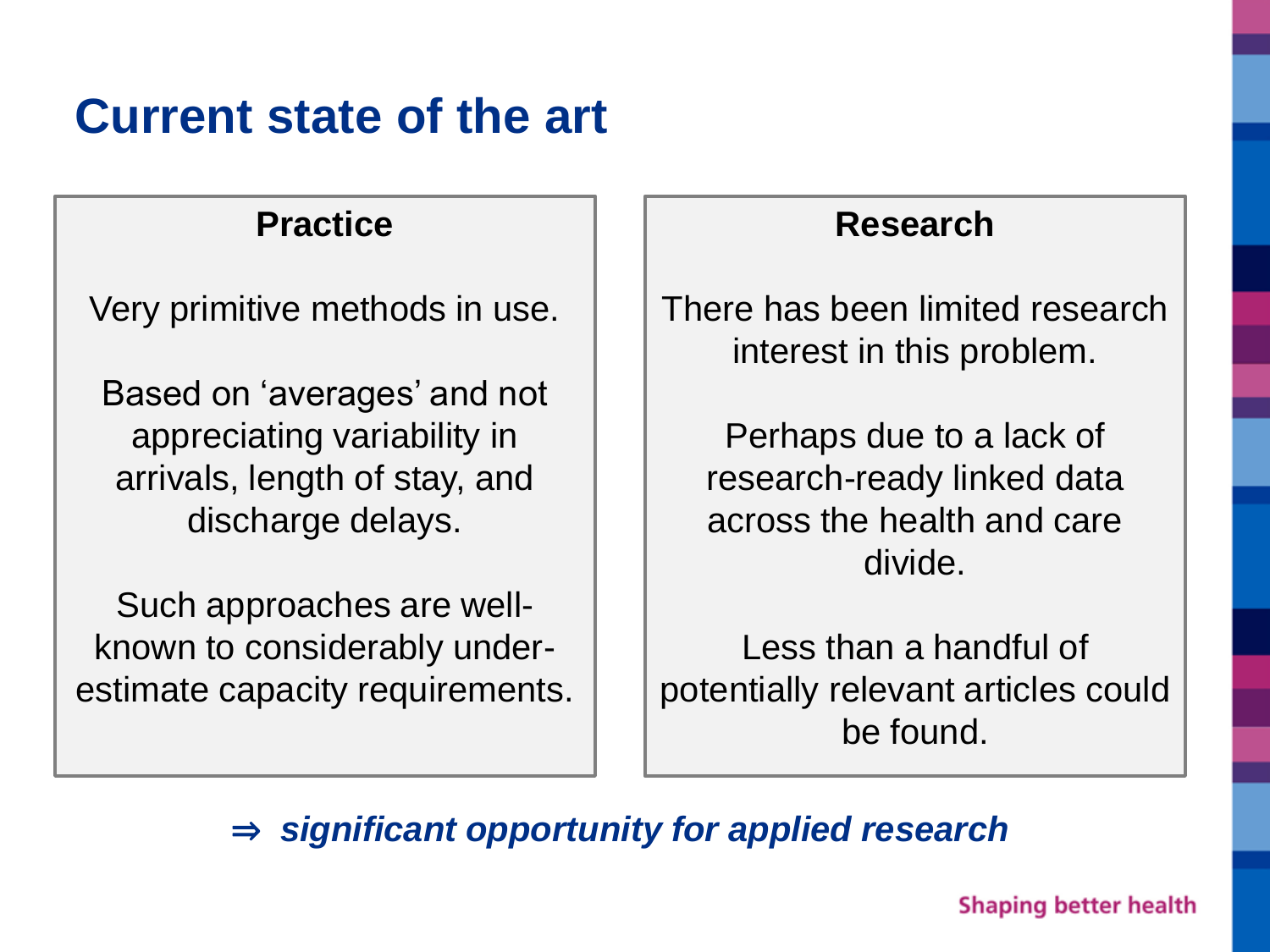# Current state of the art

### Practice

Very primitive methods in use.

Based on 'averages' and not appreciating variability in arrivals, length of stay, and discharge delays.

Such approaches are well-known to considerably under-estimate capacity requirements.

### Research

There has been limited research interest in this problem.

Perhaps due to a lack of research-ready linked data across the health and care divide.

Less than a handful of potentially relevant articles could be found.

⇒ ***significant opportunity for applied research***

Shaping better health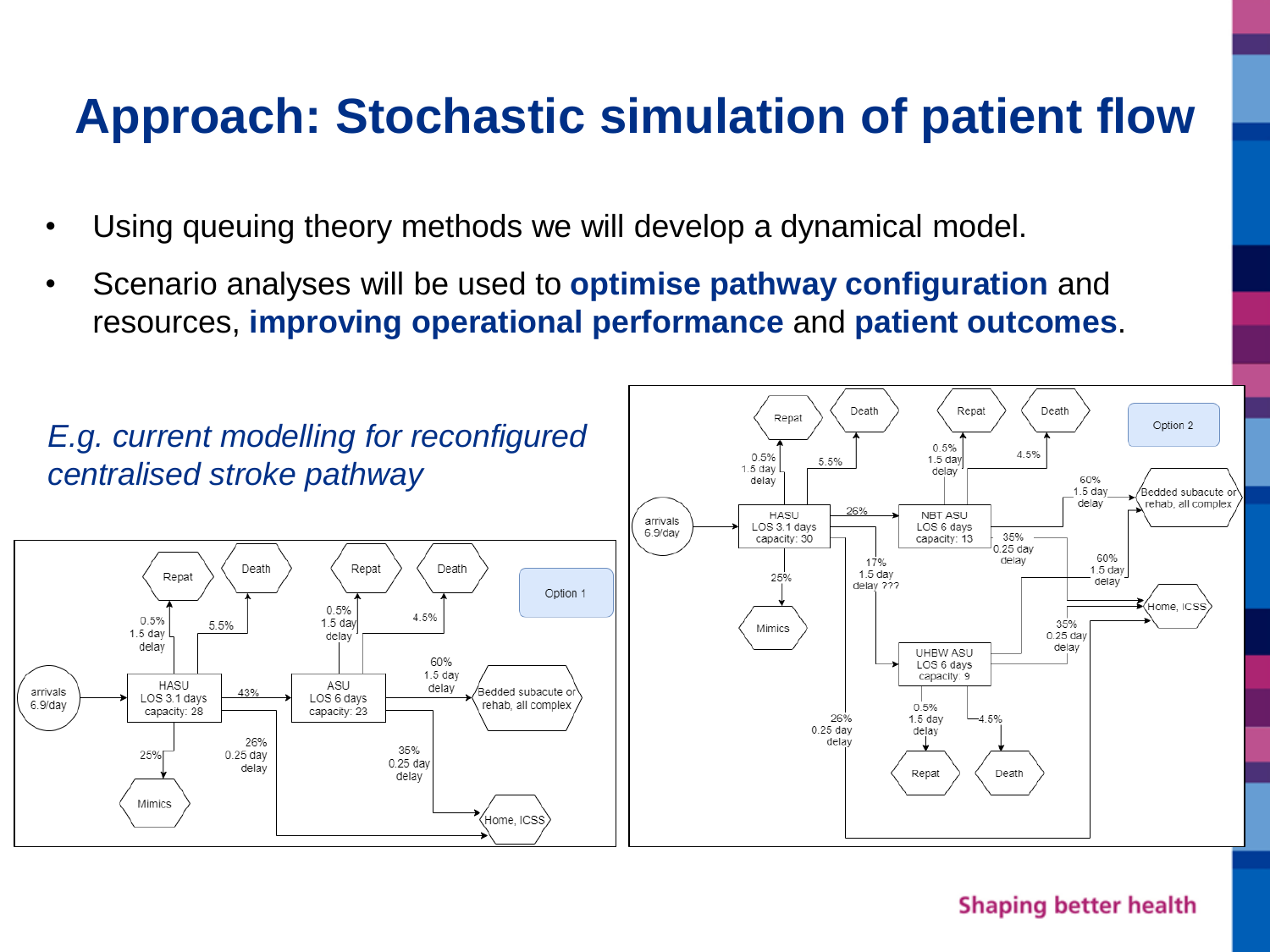# Approach: Stochastic simulation of patient flow

- Using queuing theory methods we will develop a dynamical model.
- Scenario analyses will be used to **optimise pathway configuration** and resources, **improving operational performance** and **patient outcomes**.

*E.g. current modelling for reconfigured centralised stroke pathway*

Option 1

arrivals 6.9/day

HASU LOS 3.1 days capacity: 28

ASU LOS 6 days capacity: 23

Repat, Death, Mimics, Bedded subacute or rehab, all complex, Home, ICSS

0.5% 1.5 day delay, 5.5%, 43%, 25%, 26% 0.25 day delay, 0.5% 1.5 day delay, 4.5%, 60% 1.5 day delay, 35% 0.25 day delay

Option 2

arrivals 6.9/day

HASU LOS 3.1 days capacity: 30

NBT ASU LOS 6 days capacity: 13

UHBW ASU LOS 6 days capacity: 9

Repat, Death, Mimics, Bedded subacute or rehab, all complex, Home, ICSS

0.5% 1.5 day delay, 5.5%, 26%, 17% 1.5 day delay ???, 25%, 26% 0.25 day delay, 0.5% 1.5 day delay, 4.5%, 60% 1.5 day delay, 35% 0.25 day delay, 60% 1.5 day delay, 35% 0.25 day delay, 0.5% 1.5 day delay, 4.5%

Shaping better health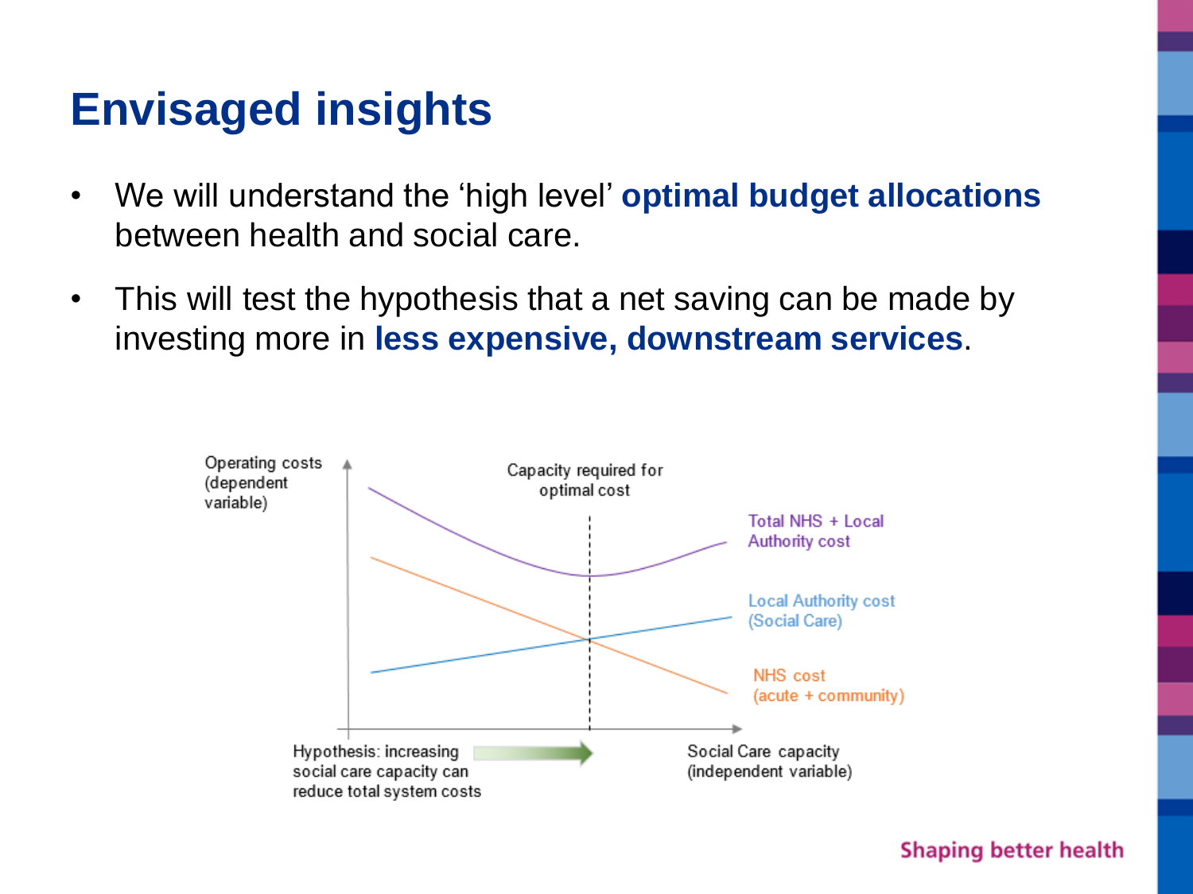# Envisaged insights

- We will understand the 'high level' **optimal budget allocations** between health and social care.
- This will test the hypothesis that a net saving can be made by investing more in **less expensive, downstream services**.

Operating costs (dependent variable)

Capacity required for optimal cost

Total NHS + Local Authority cost

Local Authority cost (Social Care)

NHS cost (acute + community)

Hypothesis: increasing social care capacity can reduce total system costs

Social Care capacity (independent variable)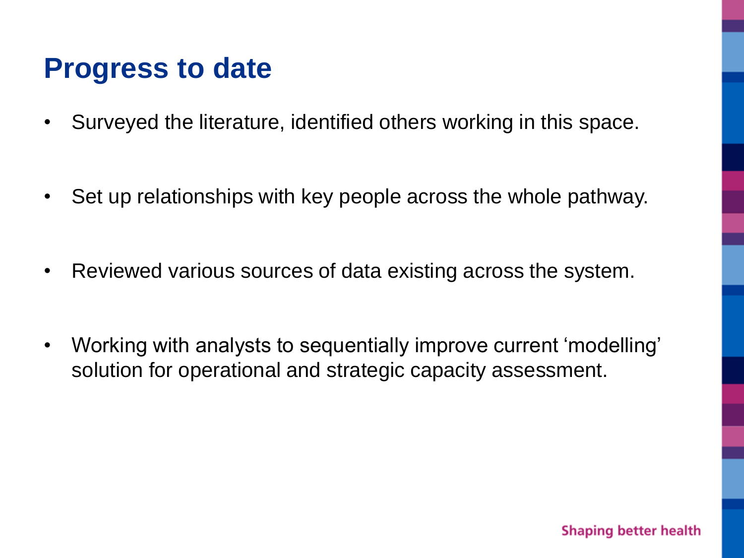# Progress to date

- Surveyed the literature, identified others working in this space.
- Set up relationships with key people across the whole pathway.
- Reviewed various sources of data existing across the system.
- Working with analysts to sequentially improve current 'modelling' solution for operational and strategic capacity assessment.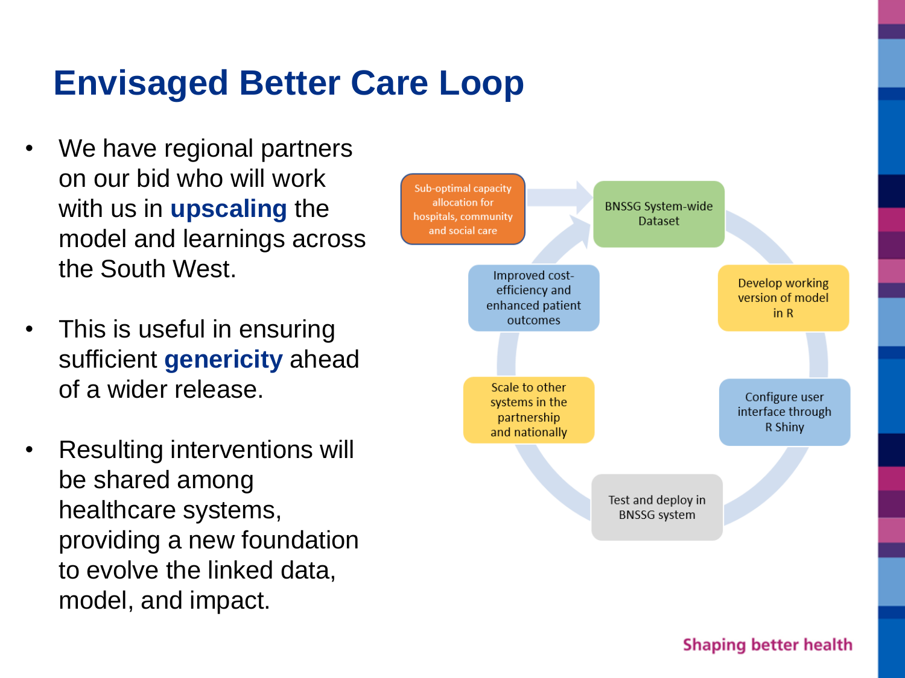# Envisaged Better Care Loop

- We have regional partners on our bid who will work with us in **upscaling** the model and learnings across the South West.
- This is useful in ensuring sufficient **genericity** ahead of a wider release.
- Resulting interventions will be shared among healthcare systems, providing a new foundation to evolve the linked data, model, and impact.

Sub-optimal capacity allocation for hospitals, community and social care

BNSSG System-wide Dataset

Develop working version of model in R

Configure user interface through R Shiny

Test and deploy in BNSSG system

Scale to other systems in the partnership and nationally

Improved cost-efficiency and enhanced patient outcomes

Shaping better health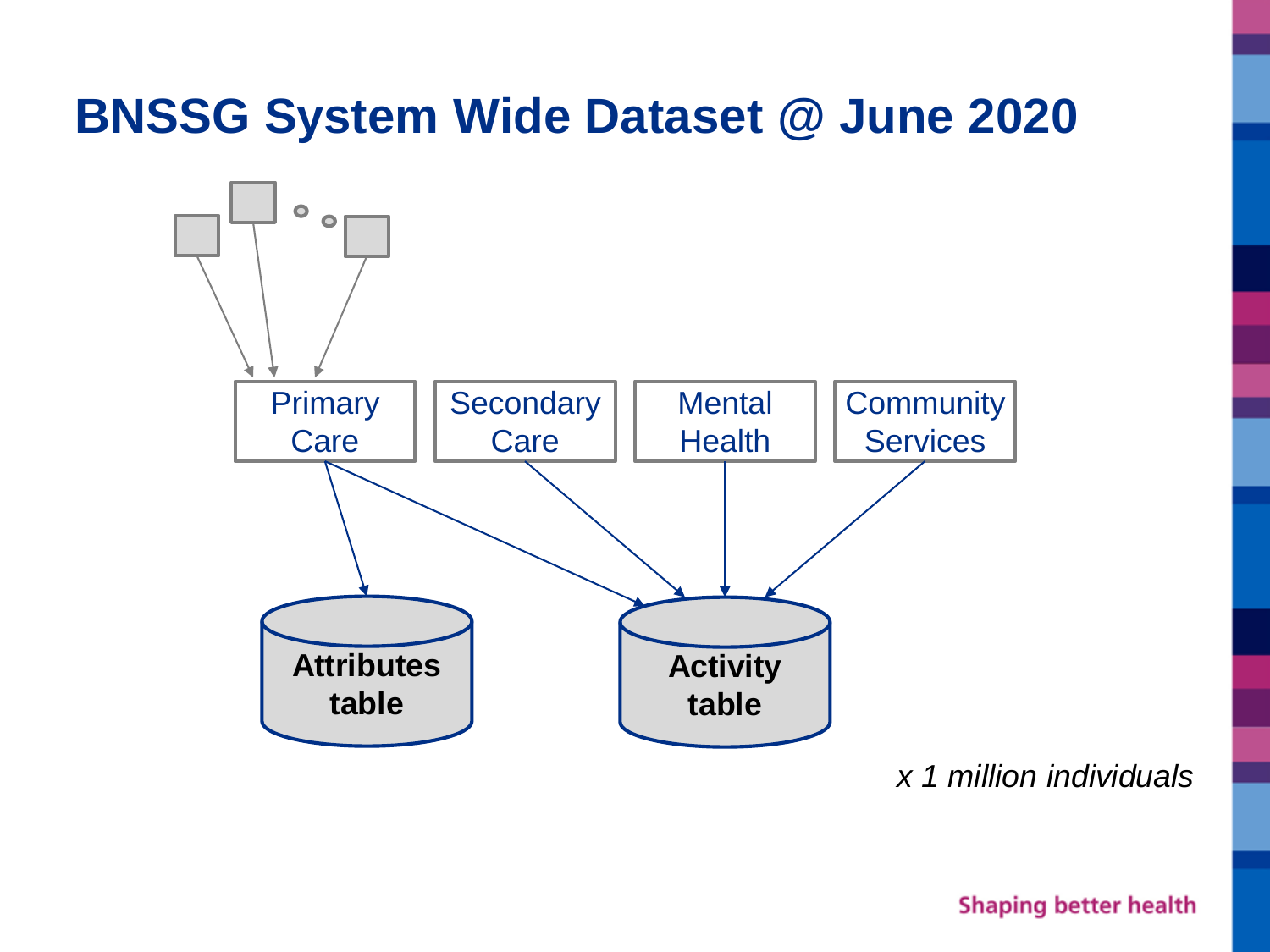# BNSSG System Wide Dataset @ June 2020

Primary Care

Secondary Care

Mental Health

Community Services

Attributes table

Activity table

*x 1 million individuals*

Shaping better health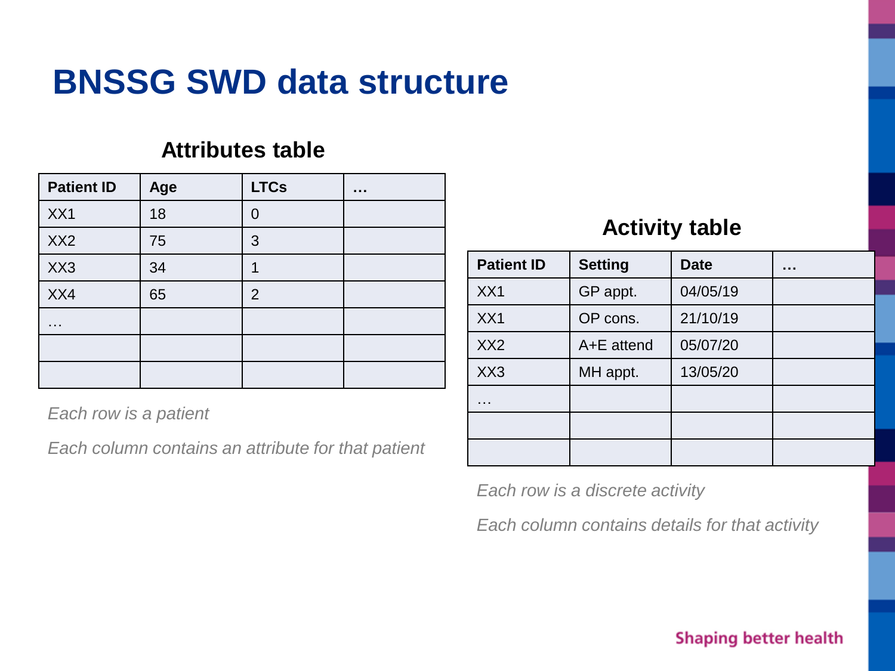# BNSSG SWD data structure

### Attributes table

| Patient ID | Age | LTCs | … |
|---|---|---|---|
| XX1 | 18 | 0 | |
| XX2 | 75 | 3 | |
| XX3 | 34 | 1 | |
| XX4 | 65 | 2 | |
| … | | | |
| | | | |
| | | | |

*Each row is a patient*

*Each column contains an attribute for that patient*

### Activity table

| Patient ID | Setting | Date | … |
|---|---|---|---|
| XX1 | GP appt. | 04/05/19 | |
| XX1 | OP cons. | 21/10/19 | |
| XX2 | A+E attend | 05/07/20 | |
| XX3 | MH appt. | 13/05/20 | |
| … | | | |
| | | | |
| | | | |

*Each row is a discrete activity*

*Each column contains details for that activity*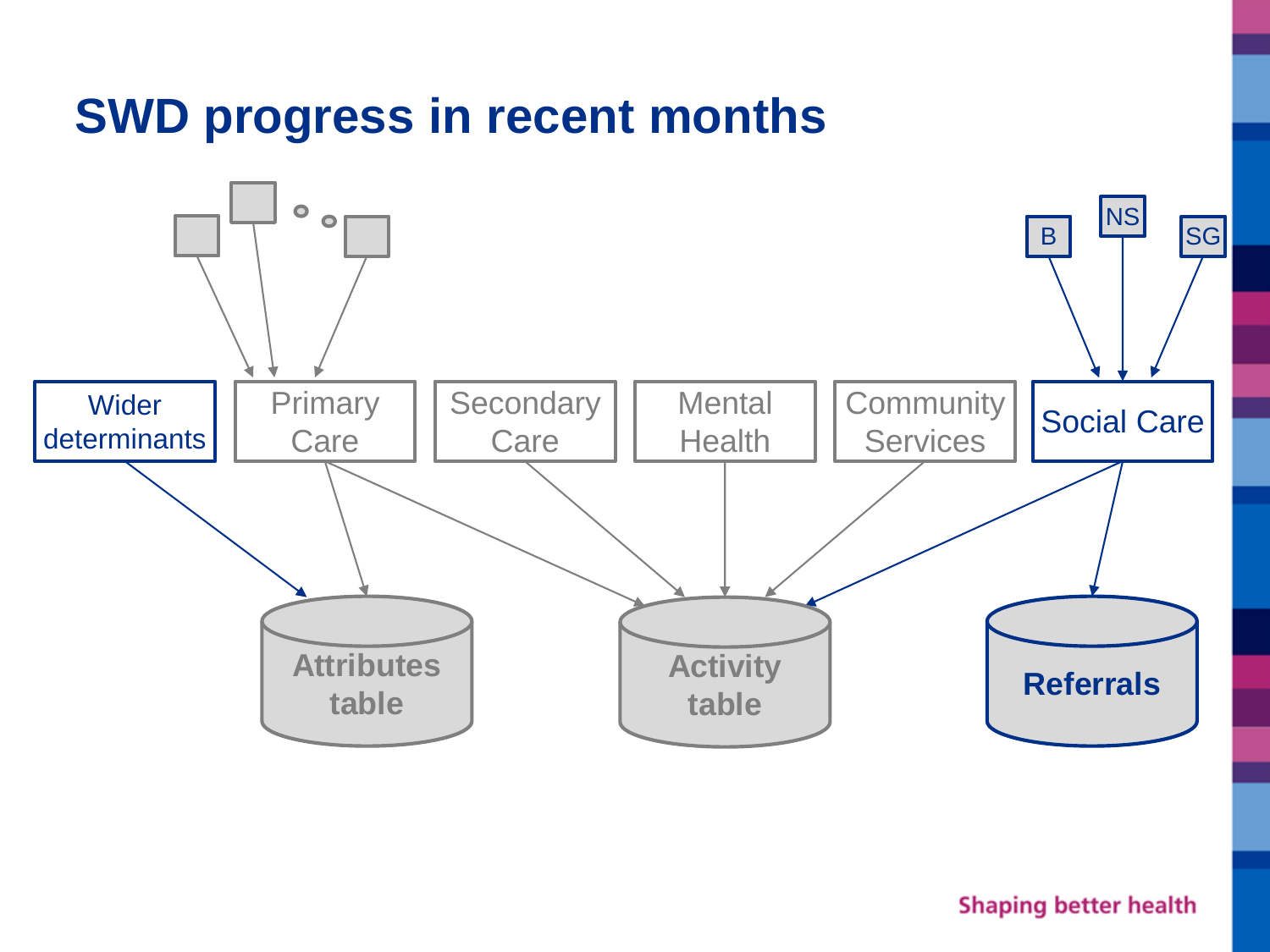# SWD progress in recent months

B

NS

SG

Wider determinants

Primary Care

Secondary Care

Mental Health

Community Services

Social Care

Attributes table

Activity table

Referrals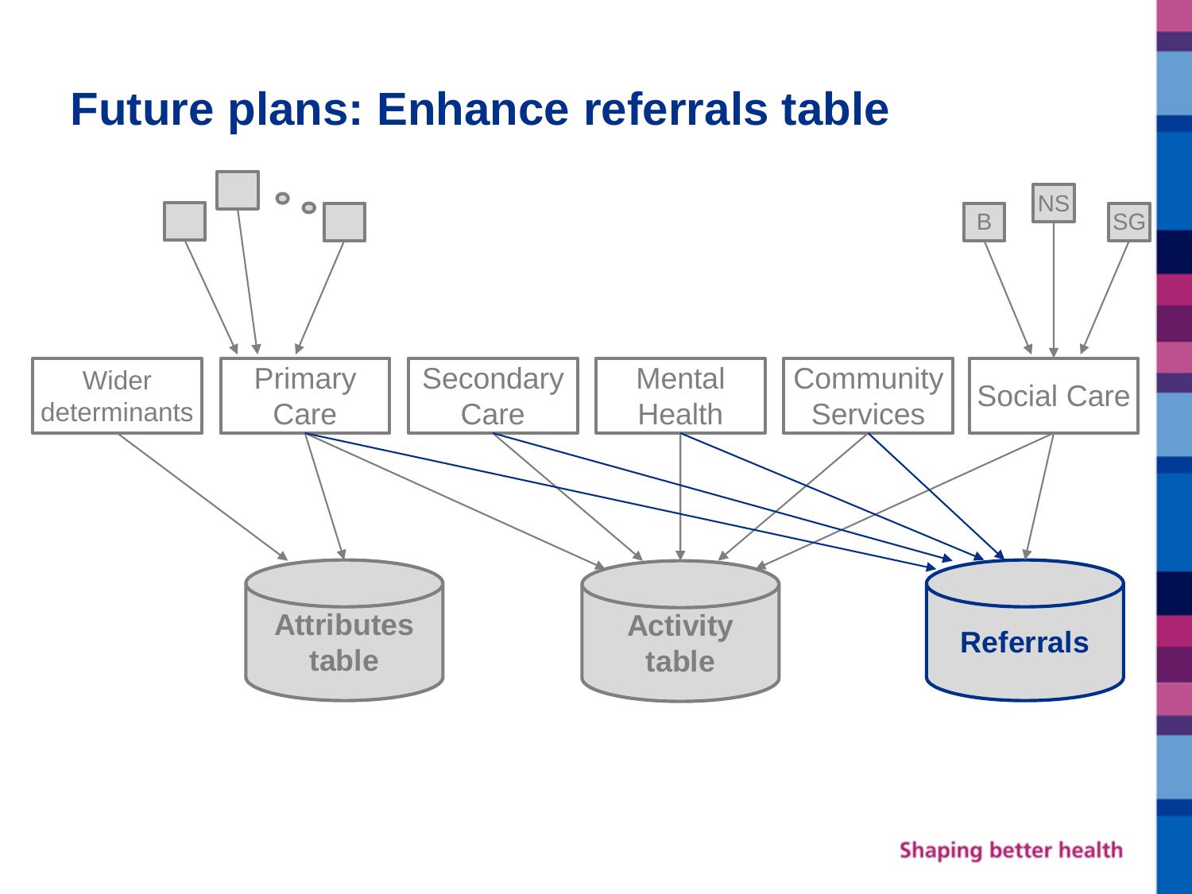# Future plans: Enhance referrals table

B

NS

SG

Wider determinants

Primary Care

Secondary Care

Mental Health

Community Services

Social Care

Attributes table

Activity table

Referrals

Shaping better health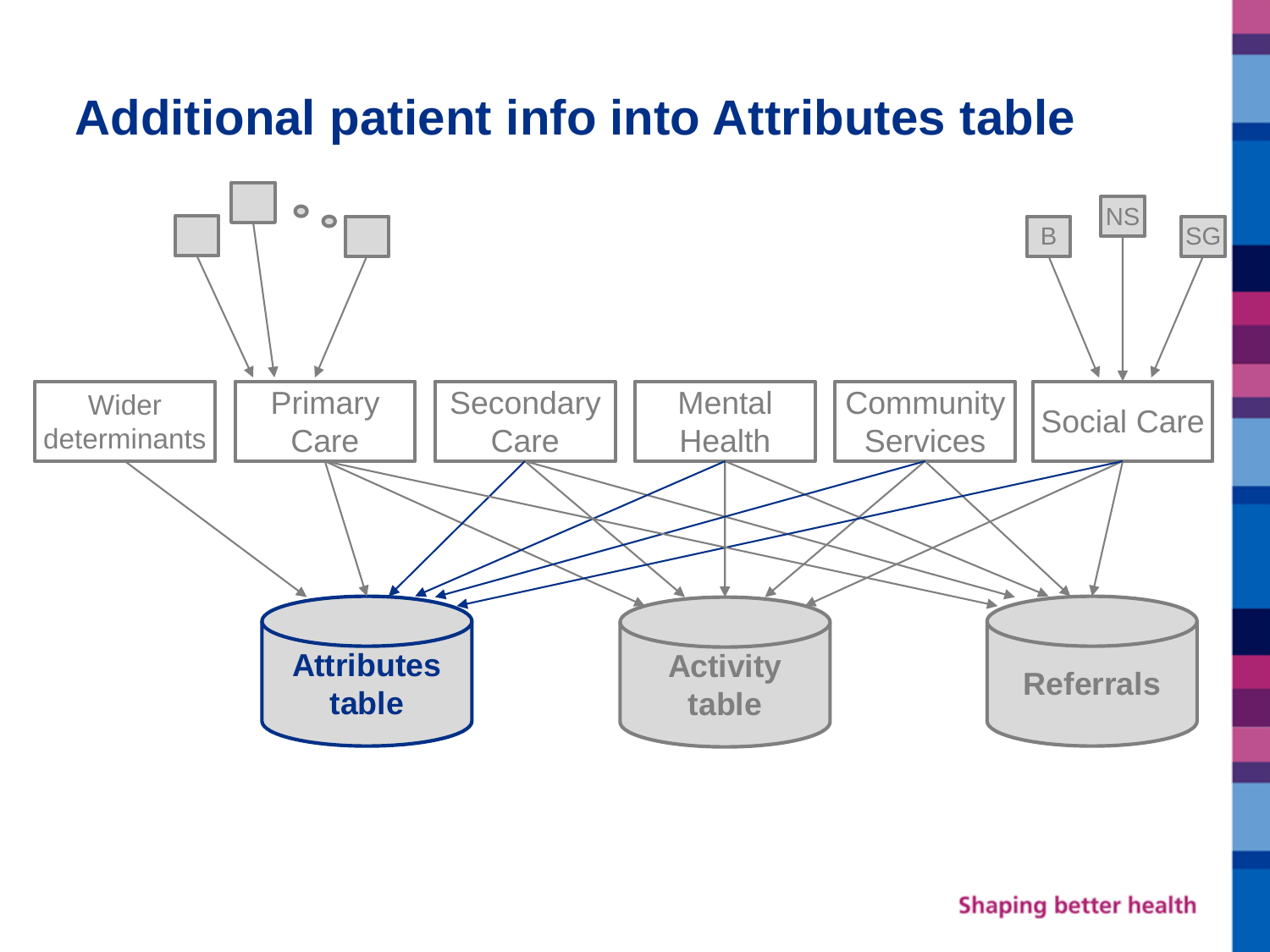# Additional patient info into Attributes table

B

NS

SG

Wider determinants

Primary Care

Secondary Care

Mental Health

Community Services

Social Care

Attributes table

Activity table

Referrals

Shaping better health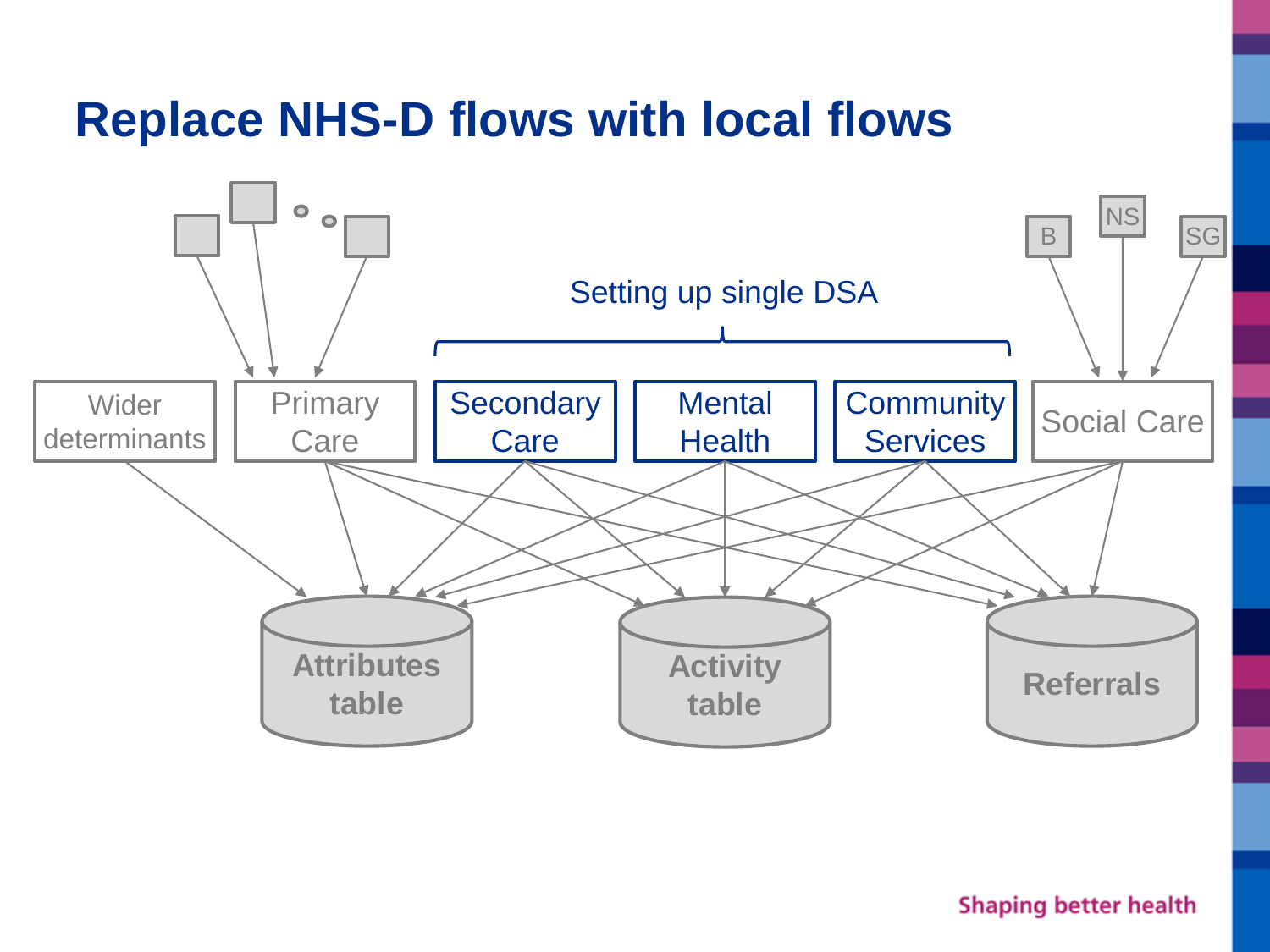# Replace NHS-D flows with local flows

Setting up single DSA

B

NS

SG

Wider determinants

Primary Care

Secondary Care

Mental Health

Community Services

Social Care

Attributes table

Activity table

Referrals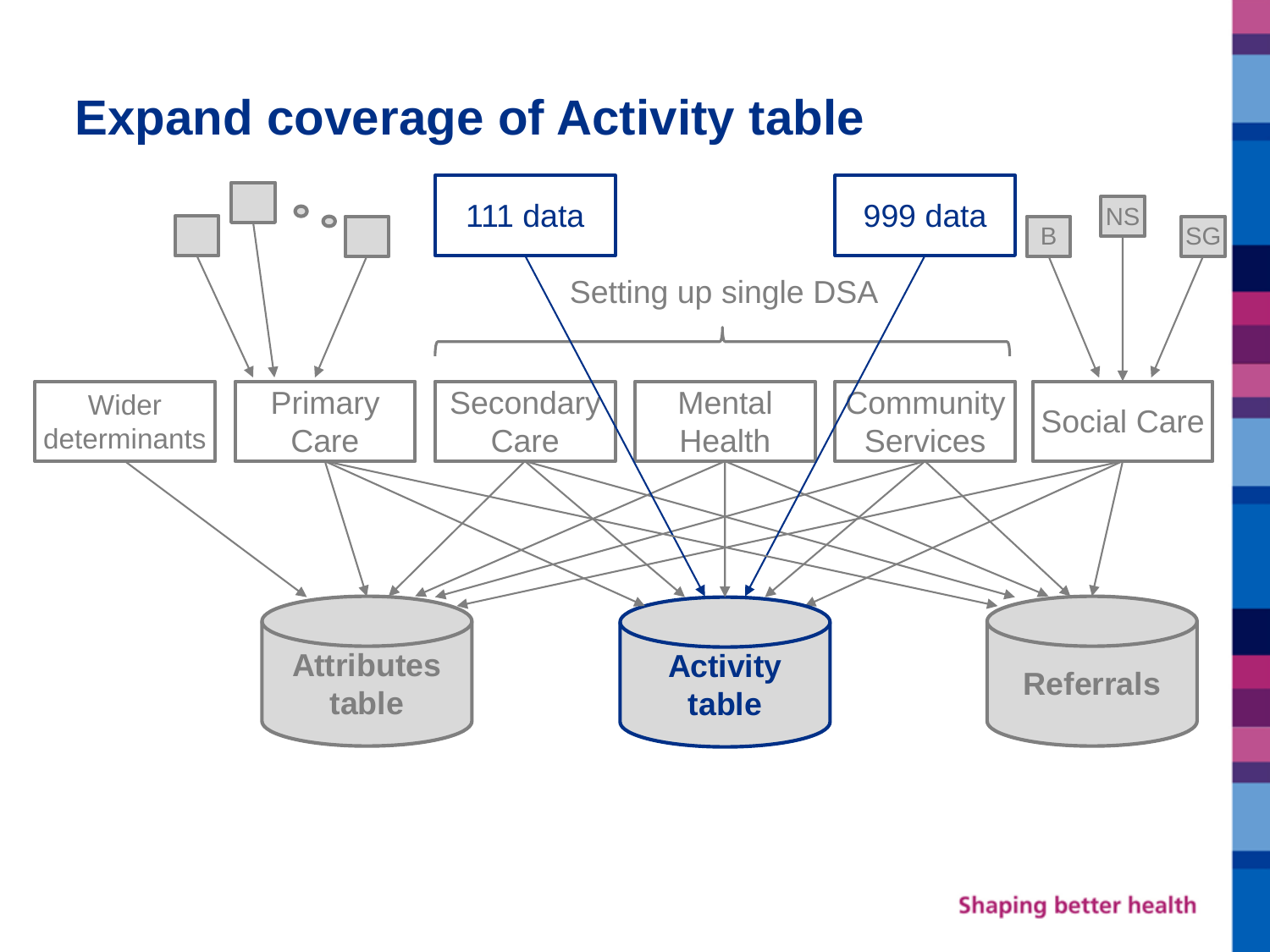# Expand coverage of Activity table

111 data

999 data

Setting up single DSA

B

NS

SG

Wider determinants

Primary Care

Secondary Care

Mental Health

Community Services

Social Care

Attributes table

Activity table

Referrals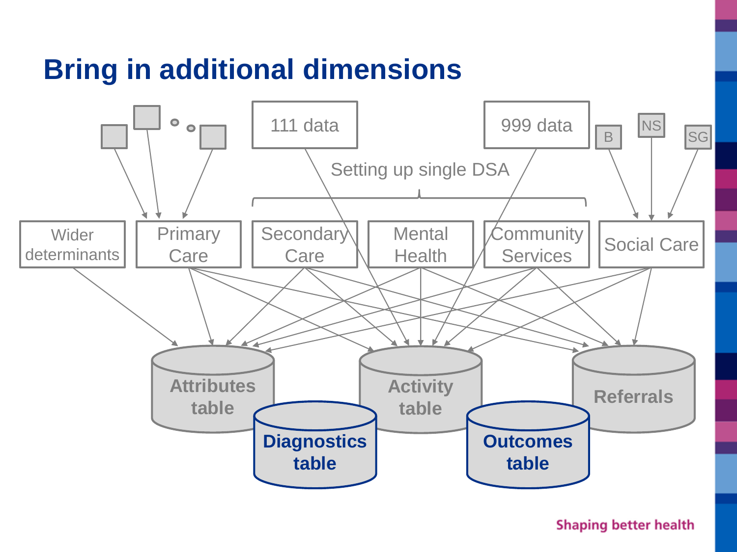# Bring in additional dimensions

111 data

999 data

Setting up single DSA

B

NS

SG

Wider determinants

Primary Care

Secondary Care

Mental Health

Community Services

Social Care

Attributes table

Activity table

Referrals

Diagnostics table

Outcomes table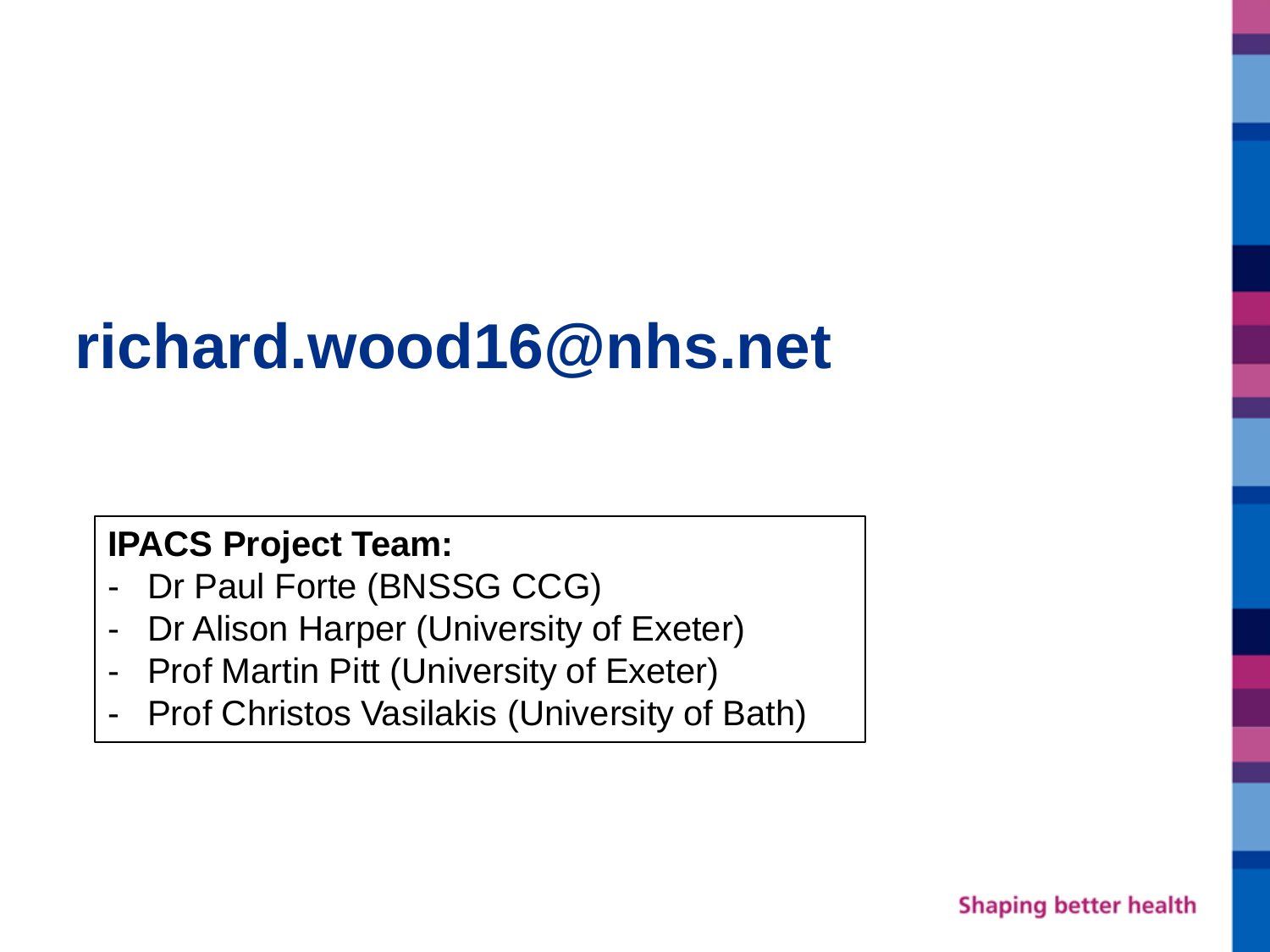# richard.wood16@nhs.net

**IPACS Project Team:**

- Dr Paul Forte (BNSSG CCG)
- Dr Alison Harper (University of Exeter)
- Prof Martin Pitt (University of Exeter)
- Prof Christos Vasilakis (University of Bath)

Shaping better health